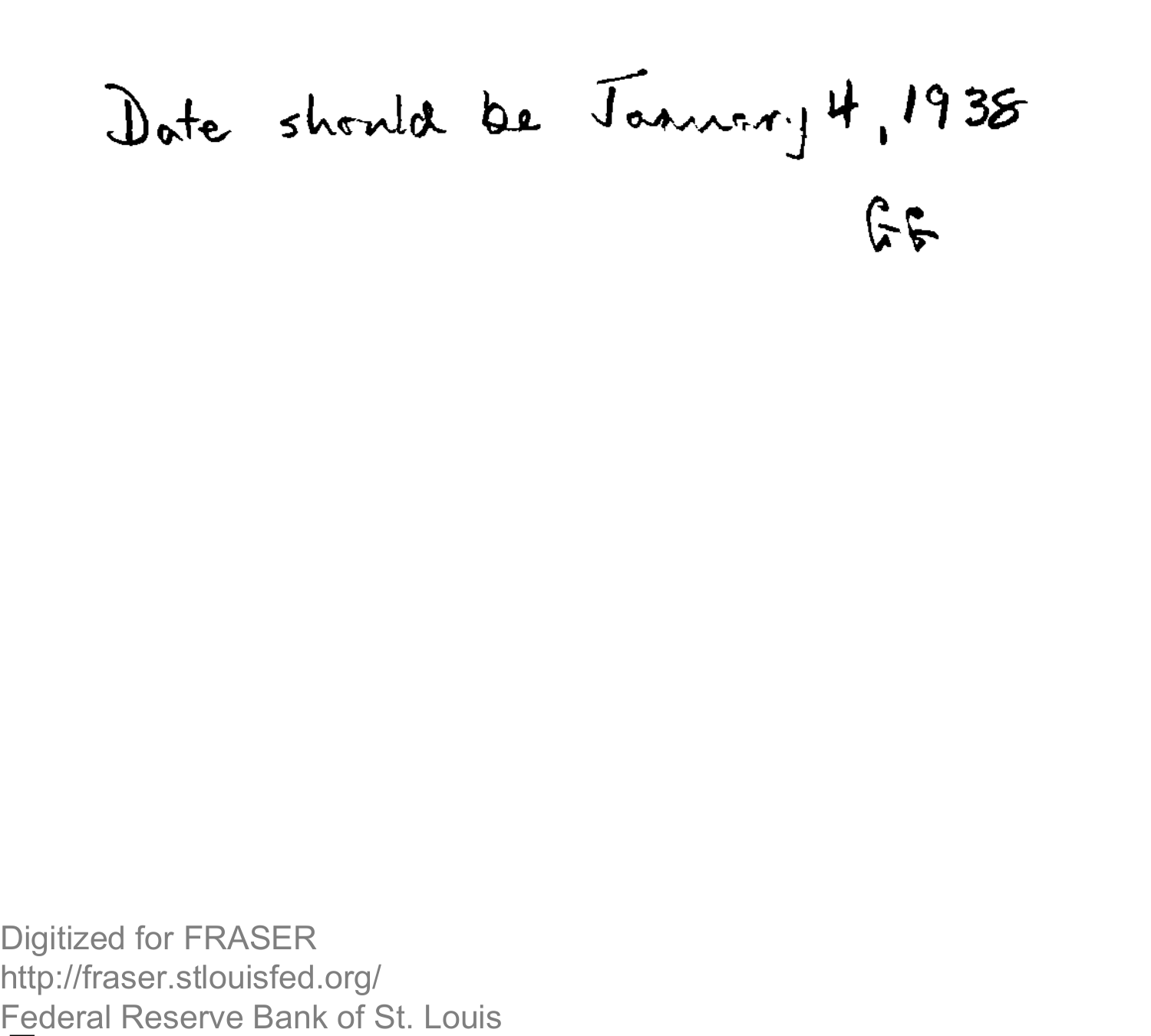Date should be January 4, 1938

GG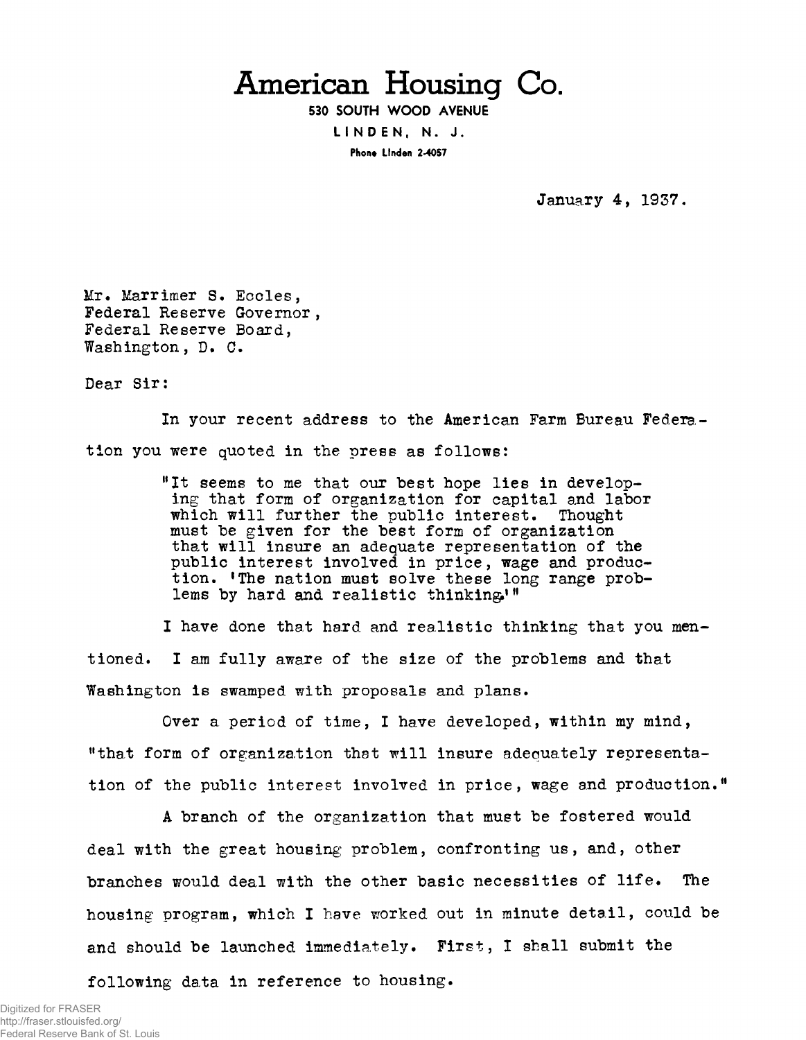# American Housing Co.

**530 SOUTH WOOD AVENUE**

**LINDEN, N. J.**

**Phone Linden 2-4057**

January 4, 1937.

Mr. Marrimer S. Eccles,
Federal Reserve Governor,
Federal Reserve Board,
Washington, D. C.

Dear Sir:

In your recent address to the American Farm Bureau Federation you were quoted in the press as follows:

> "It seems to me that our best hope lies in developing that form of organization for capital and labor which will further the public interest. Thought must be given for the best form of organization that will insure an adequate representation of the public interest involved in price, wage and production. 'The nation must solve these long range problems by hard and realistic thinking.'"

I have done that hard and realistic thinking that you mentioned. I am fully aware of the size of the problems and that Washington is swamped with proposals and plans.

Over a period of time, I have developed, within my mind, "that form of organization that will insure adequately representation of the public interest involved in price, wage and production."

A branch of the organization that must be fostered would deal with the great housing problem, confronting us, and, other branches would deal with the other basic necessities of life. The housing program, which I have worked out in minute detail, could be and should be launched immediately. First, I shall submit the following data in reference to housing.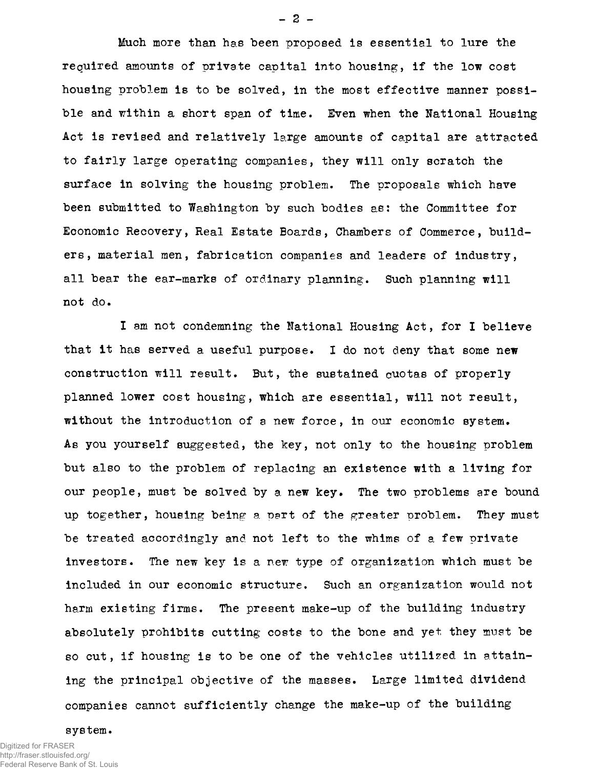Much more than has been proposed is essential to lure the required amounts of private capital into housing, if the low cost housing problem is to be solved, in the most effective manner possible and within a short span of time. Even when the National Housing Act is revised and relatively large amounts of capital are attracted to fairly large operating companies, they will only scratch the surface in solving the housing problem. The proposals which have been submitted to Washington by such bodies as: the Committee for Economic Recovery, Real Estate Boards, Chambers of Commerce, builders, material men, fabrication companies and leaders of industry, all bear the ear-marks of ordinary planning. Such planning will not do.

I am not condemning the National Housing Act, for I believe that it has served a useful purpose. I do not deny that some new construction will result. But, the sustained quotas of properly planned lower cost housing, which are essential, will not result, without the introduction of a new force, in our economic system. As you yourself suggested, the key, not only to the housing problem but also to the problem of replacing an existence with a living for our people, must be solved by a new key. The two problems are bound up together, housing being a part of the greater problem. They must be treated accordingly and not left to the whims of a few private investors. The new key is a new type of organization which must be included in our economic structure. Such an organization would not harm existing firms. The present make-up of the building industry absolutely prohibits cutting costs to the bone and yet they must be so cut, if housing is to be one of the vehicles utilized in attaining the principal objective of the masses. Large limited dividend companies cannot sufficiently change the make-up of the building system.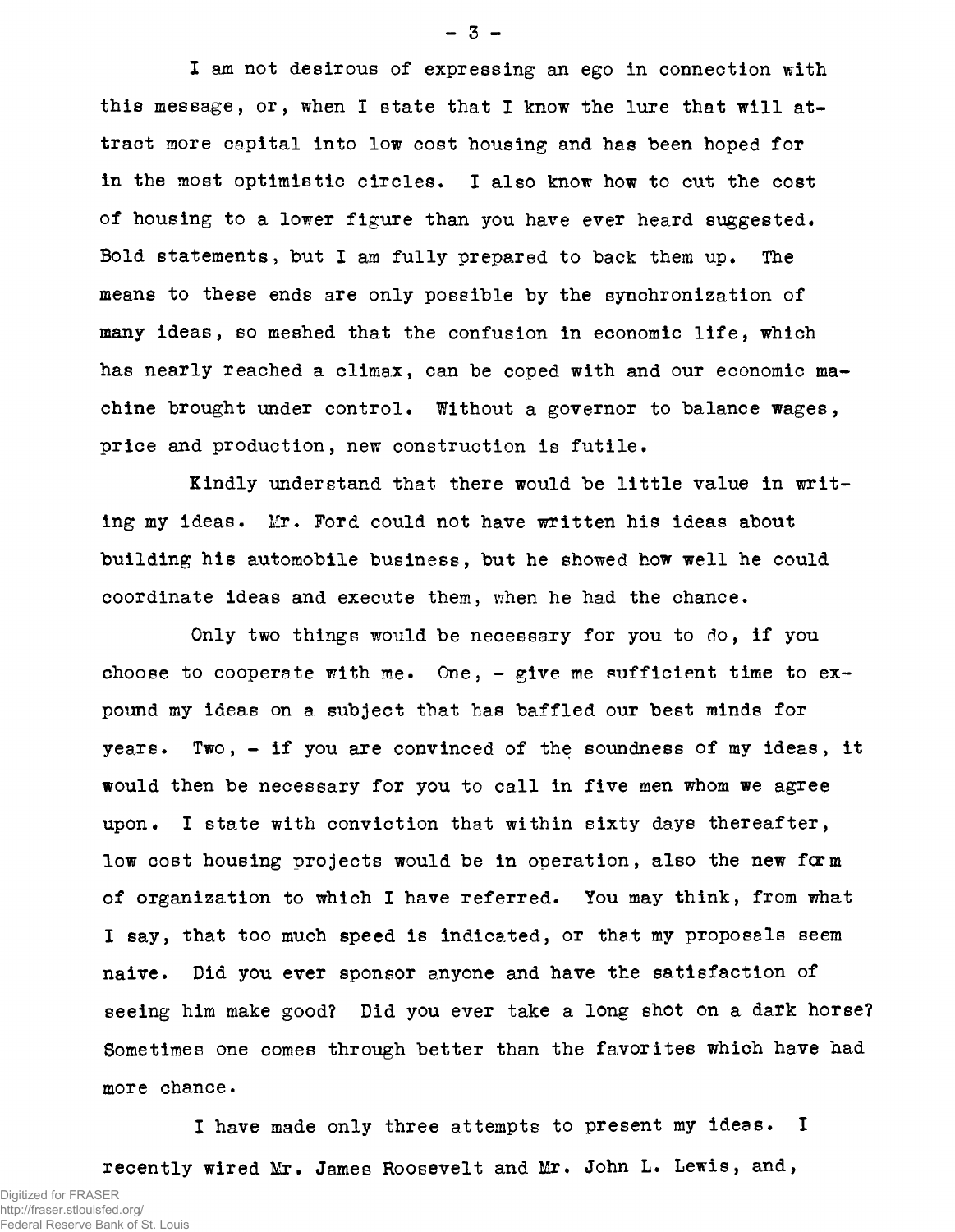I am not desirous of expressing an ego in connection with this message, or, when I state that I know the lure that will attract more capital into low cost housing and has been hoped for in the most optimistic circles. I also know how to cut the cost of housing to a lower figure than you have ever heard suggested. Bold statements, but I am fully prepared to back them up. The means to these ends are only possible by the synchronization of many ideas, so meshed that the confusion in economic life, which has nearly reached a climax, can be coped with and our economic machine brought under control. Without a governor to balance wages, price and production, new construction is futile.

Kindly understand that there would be little value in writing my ideas. Mr. Ford could not have written his ideas about building his automobile business, but he showed how well he could coordinate ideas and execute them, when he had the chance.

Only two things would be necessary for you to do, if you choose to cooperate with me. One, - give me sufficient time to expound my ideas on a subject that has baffled our best minds for years. Two, - if you are convinced of the soundness of my ideas, it would then be necessary for you to call in five men whom we agree upon. I state with conviction that within sixty days thereafter, low cost housing projects would be in operation, also the new form of organization to which I have referred. You may think, from what I say, that too much speed is indicated, or that my proposals seem naive. Did you ever sponsor anyone and have the satisfaction of seeing him make good? Did you ever take a long shot on a dark horse? Sometimes one comes through better than the favorites which have had more chance.

I have made only three attempts to present my ideas. I recently wired Mr. James Roosevelt and Mr. John L. Lewis, and,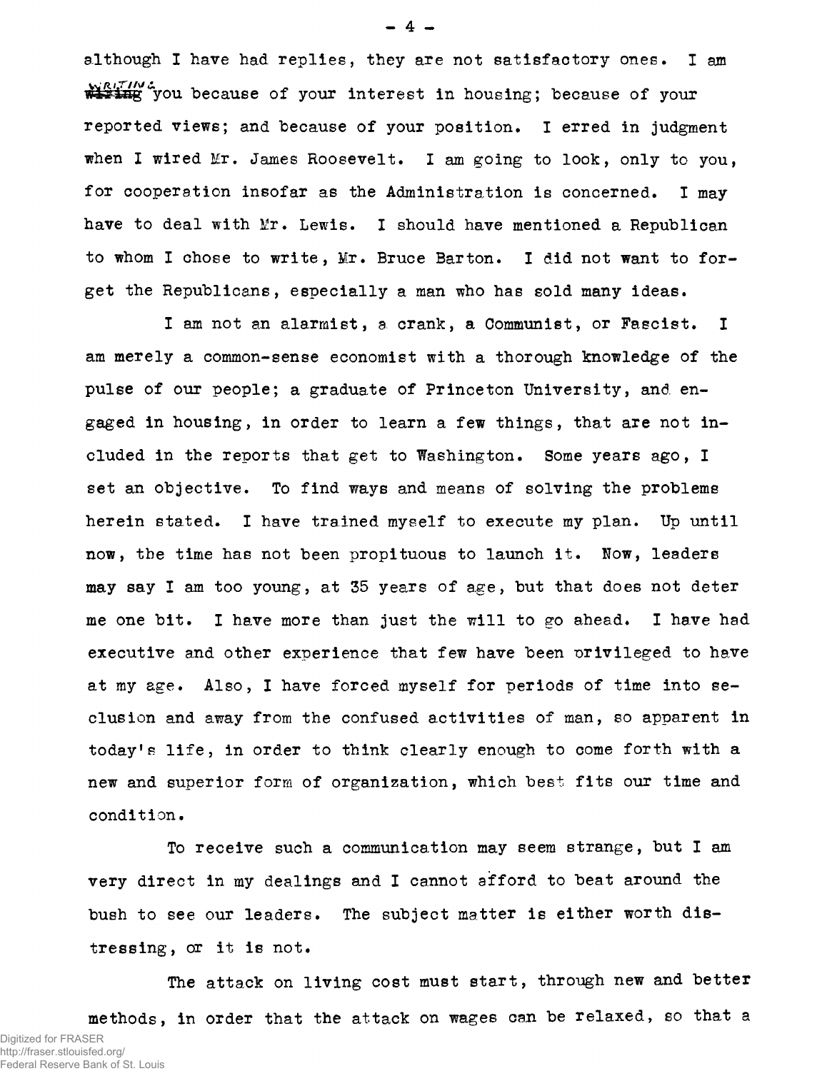although I have had replies, they are not satisfactory ones. I am writing you because of your interest in housing; because of your reported views; and because of your position. I erred in judgment when I wired Mr. James Roosevelt. I am going to look, only to you, for cooperation insofar as the Administration is concerned. I may have to deal with Mr. Lewis. I should have mentioned a Republican to whom I chose to write, Mr. Bruce Barton. I did not want to forget the Republicans, especially a man who has sold many ideas.

I am not an alarmist, a crank, a Communist, or Fascist. I am merely a common-sense economist with a thorough knowledge of the pulse of our people; a graduate of Princeton University, and engaged in housing, in order to learn a few things, that are not included in the reports that get to Washington. Some years ago, I set an objective. To find ways and means of solving the problems herein stated. I have trained myself to execute my plan. Up until now, the time has not been propituous to launch it. Now, leaders may say I am too young, at 35 years of age, but that does not deter me one bit. I have more than just the will to go ahead. I have had executive and other experience that few have been privileged to have at my age. Also, I have forced myself for periods of time into seclusion and away from the confused activities of man, so apparent in today's life, in order to think clearly enough to come forth with a new and superior form of organization, which best fits our time and condition.

To receive such a communication may seem strange, but I am very direct in my dealings and I cannot afford to beat around the bush to see our leaders. The subject matter is either worth distressing, or it is not.

The attack on living cost must start, through new and better methods, in order that the attack on wages can be relaxed, so that a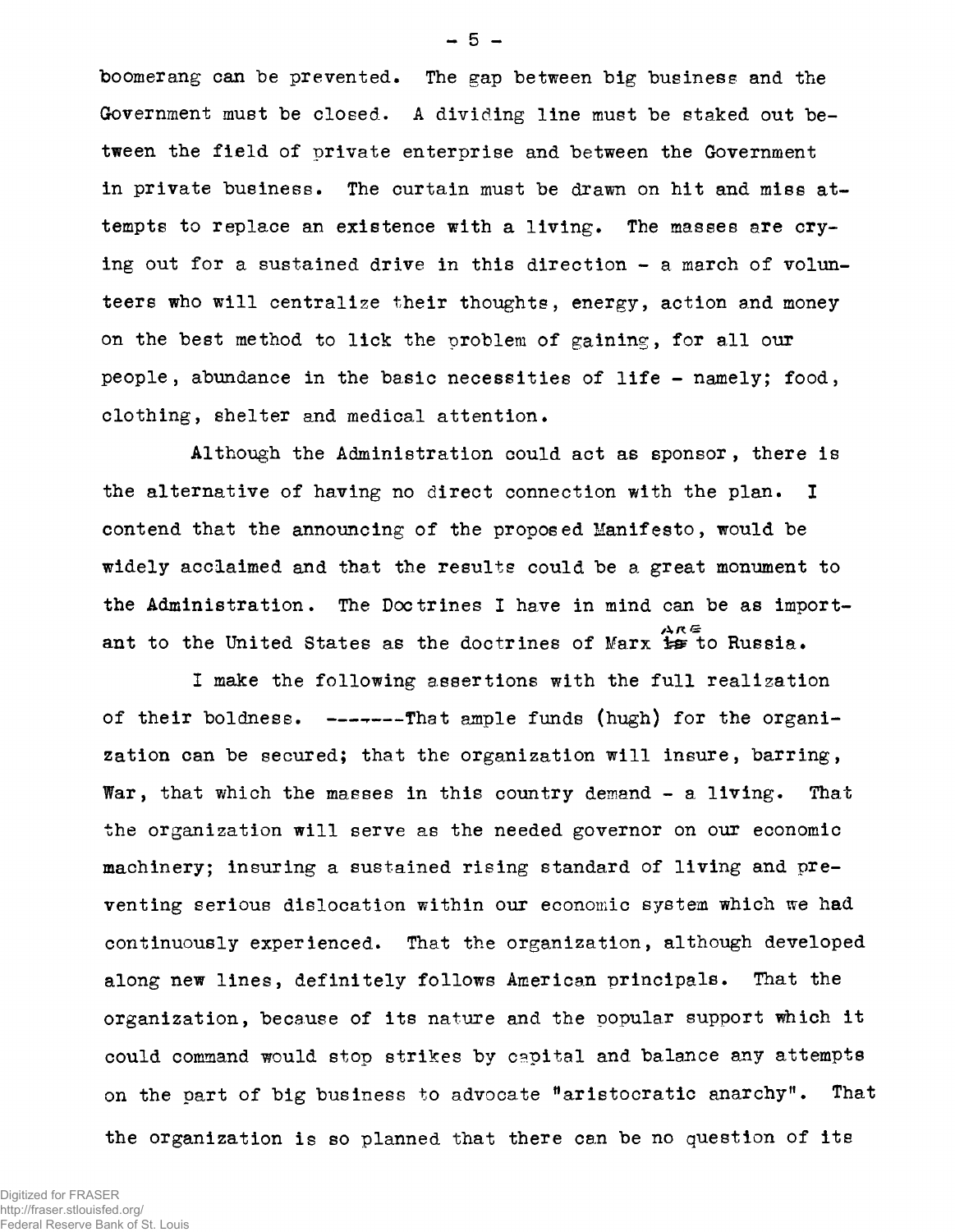boomerang can be prevented. The gap between big business and the Government must be closed. A dividing line must be staked out between the field of private enterprise and between the Government in private business. The curtain must be drawn on hit and miss attempts to replace an existence with a living. The masses are crying out for a sustained drive in this direction - a march of volunteers who will centralize their thoughts, energy, action and money on the best method to lick the problem of gaining, for all our people, abundance in the basic necessities of life - namely; food, clothing, shelter and medical attention.

Although the Administration could act as sponsor, there is the alternative of having no direct connection with the plan. I contend that the announcing of the proposed Manifesto, would be widely acclaimed and that the results could be a great monument to the Administration. The Doctrines I have in mind can be as important to the United States as the doctrines of Marx ~~is~~ are to Russia.

I make the following assertions with the full realization of their boldness. -------That ample funds (hugh) for the organization can be secured; that the organization will insure, barring, War, that which the masses in this country demand - a living. That the organization will serve as the needed governor on our economic machinery; insuring a sustained rising standard of living and preventing serious dislocation within our economic system which we had continuously experienced. That the organization, although developed along new lines, definitely follows American principals. That the organization, because of its nature and the popular support which it could command would stop strikes by capital and balance any attempts on the part of big business to advocate "aristocratic anarchy". That the organization is so planned that there can be no question of its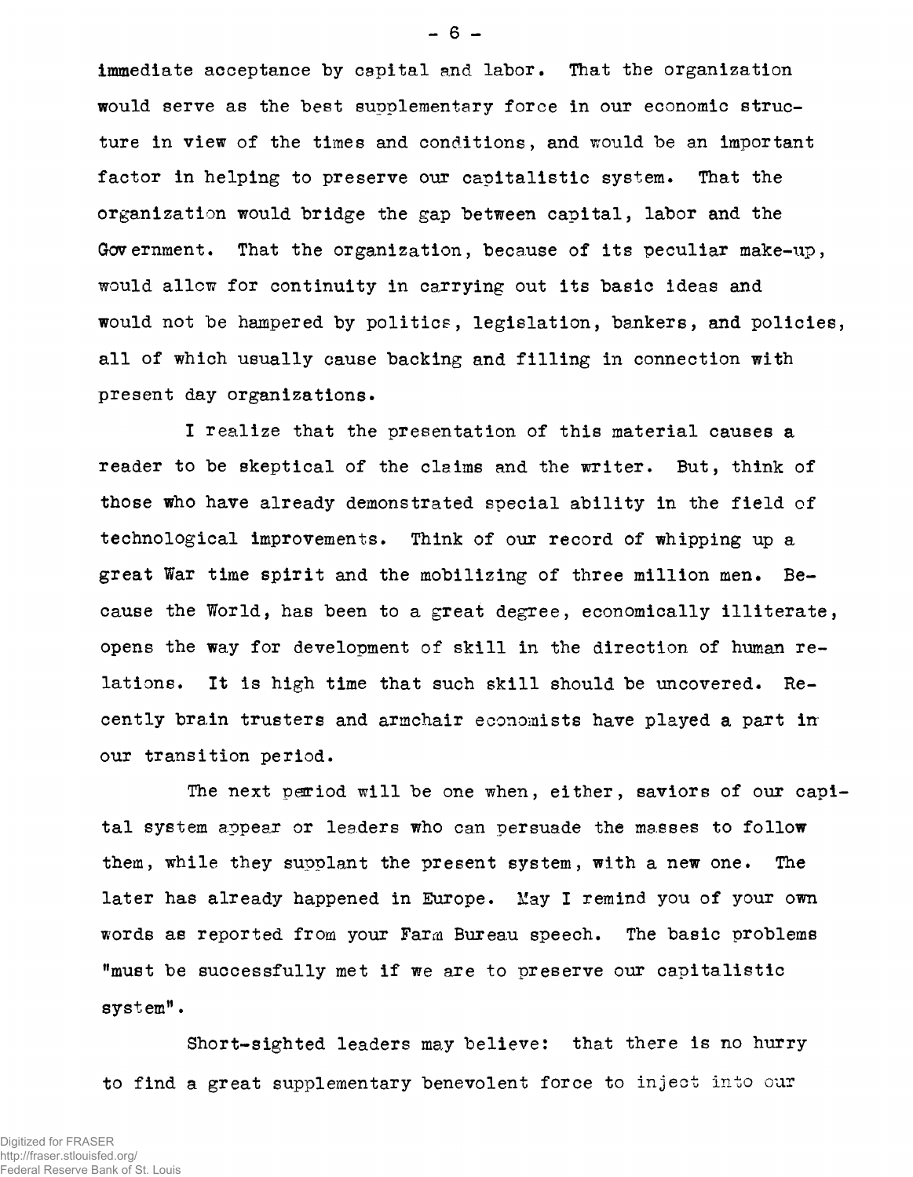immediate acceptance by capital and labor. That the organization would serve as the best supplementary force in our economic structure in view of the times and conditions, and would be an important factor in helping to preserve our capitalistic system. That the organization would bridge the gap between capital, labor and the Government. That the organization, because of its peculiar make-up, would allow for continuity in carrying out its basic ideas and would not be hampered by politics, legislation, bankers, and policies, all of which usually cause backing and filling in connection with present day organizations.

I realize that the presentation of this material causes a reader to be skeptical of the claims and the writer. But, think of those who have already demonstrated special ability in the field of technological improvements. Think of our record of whipping up a great War time spirit and the mobilizing of three million men. Because the World, has been to a great degree, economically illiterate, opens the way for development of skill in the direction of human relations. It is high time that such skill should be uncovered. Recently brain trusters and armchair economists have played a part in our transition period.

The next period will be one when, either, saviors of our capital system appear or leaders who can persuade the masses to follow them, while they supplant the present system, with a new one. The later has already happened in Europe. May I remind you of your own words as reported from your Farm Bureau speech. The basic problems "must be successfully met if we are to preserve our capitalistic system".

Short-sighted leaders may believe: that there is no hurry to find a great supplementary benevolent force to inject into our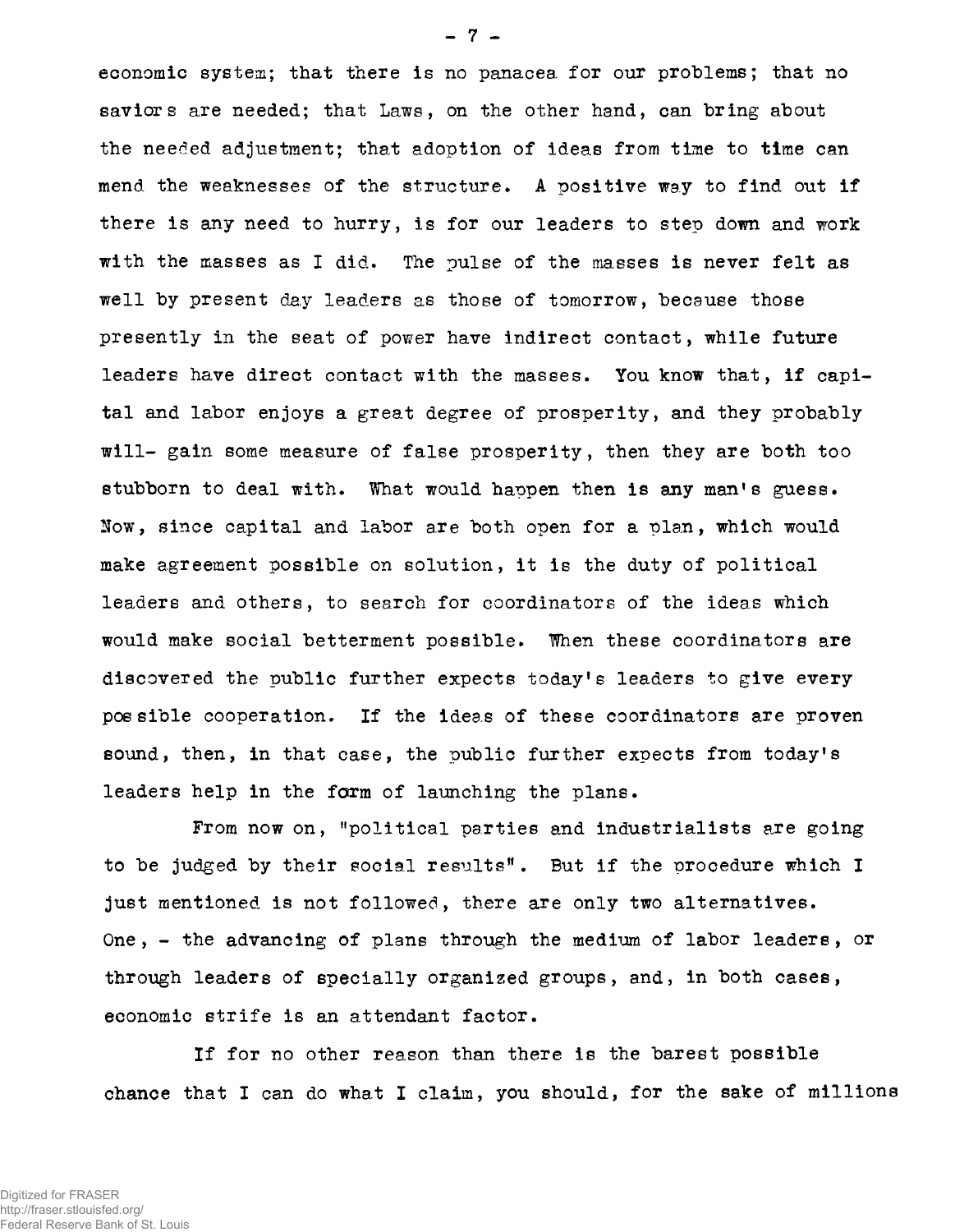economic system; that there is no panacea for our problems; that no saviors are needed; that Laws, on the other hand, can bring about the needed adjustment; that adoption of ideas from time to time can mend the weaknesses of the structure. A positive way to find out if there is any need to hurry, is for our leaders to step down and work with the masses as I did. The pulse of the masses is never felt as well by present day leaders as those of tomorrow, because those presently in the seat of power have indirect contact, while future leaders have direct contact with the masses. You know that, if capital and labor enjoys a great degree of prosperity, and they probably will- gain some measure of false prosperity, then they are both too stubborn to deal with. What would happen then is any man's guess. Now, since capital and labor are both open for a plan, which would make agreement possible on solution, it is the duty of political leaders and others, to search for coordinators of the ideas which would make social betterment possible. When these coordinators are discovered the public further expects today's leaders to give every possible cooperation. If the ideas of these coordinators are proven sound, then, in that case, the public further expects from today's leaders help in the form of launching the plans.

From now on, "political parties and industrialists are going to be judged by their social results". But if the procedure which I just mentioned is not followed, there are only two alternatives. One, - the advancing of plans through the medium of labor leaders, or through leaders of specially organized groups, and, in both cases, economic strife is an attendant factor.

If for no other reason than there is the barest possible chance that I can do what I claim, you should, for the sake of millions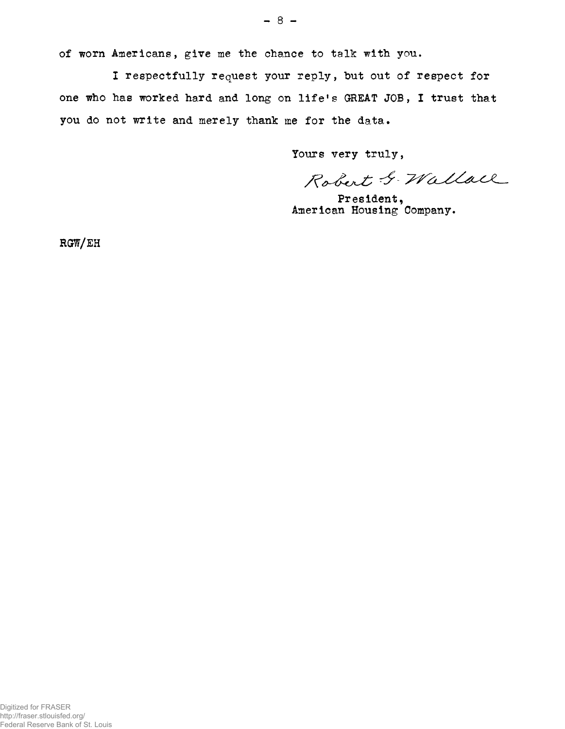of worn Americans, give me the chance to talk with you.

I respectfully request your reply, but out of respect for one who has worked hard and long on life's GREAT JOB, I trust that you do not write and merely thank me for the data.

Yours very truly,

Robert G. Wallace

President,
American Housing Company.

RGW/EH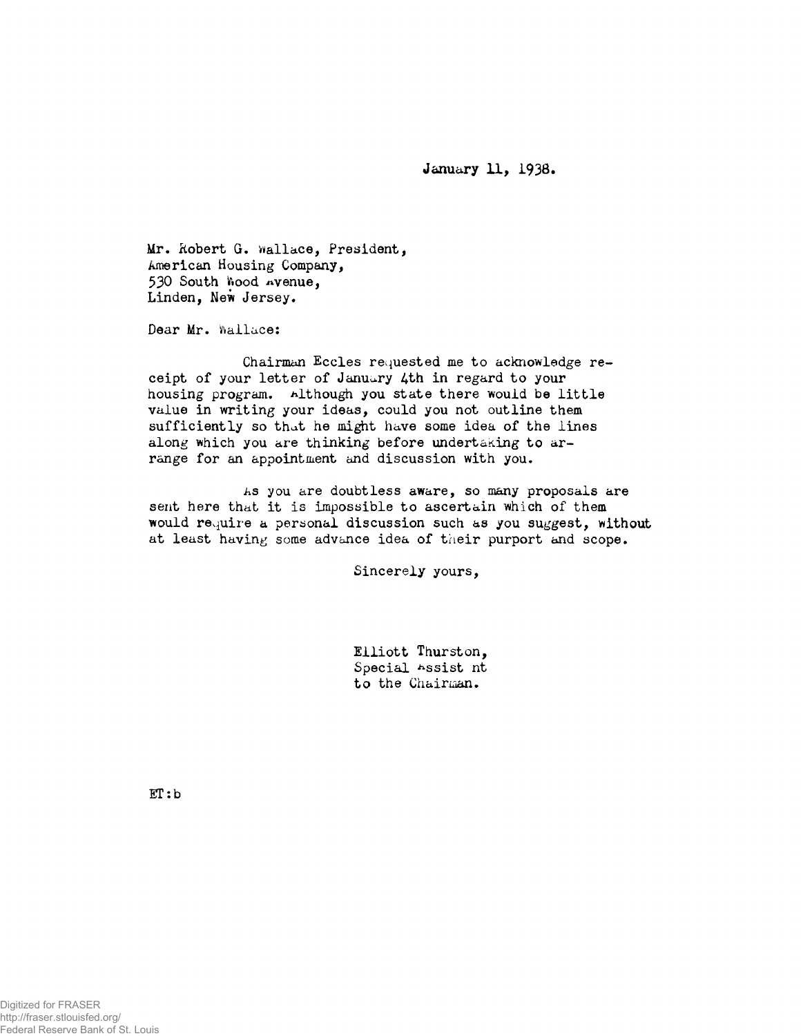January 11, 1938.

Mr. Robert G. Wallace, President,
American Housing Company,
530 South Wood Avenue,
Linden, New Jersey.

Dear Mr. Wallace:

Chairman Eccles requested me to acknowledge receipt of your letter of January 4th in regard to your housing program. Although you state there would be little value in writing your ideas, could you not outline them sufficiently so that he might have some idea of the lines along which you are thinking before undertaking to arrange for an appointment and discussion with you.

As you are doubtless aware, so many proposals are sent here that it is impossible to ascertain which of them would require a personal discussion such as you suggest, without at least having some advance idea of their purport and scope.

Sincerely yours,

Elliott Thurston,
Special Assistant
to the Chairman.

ET:b